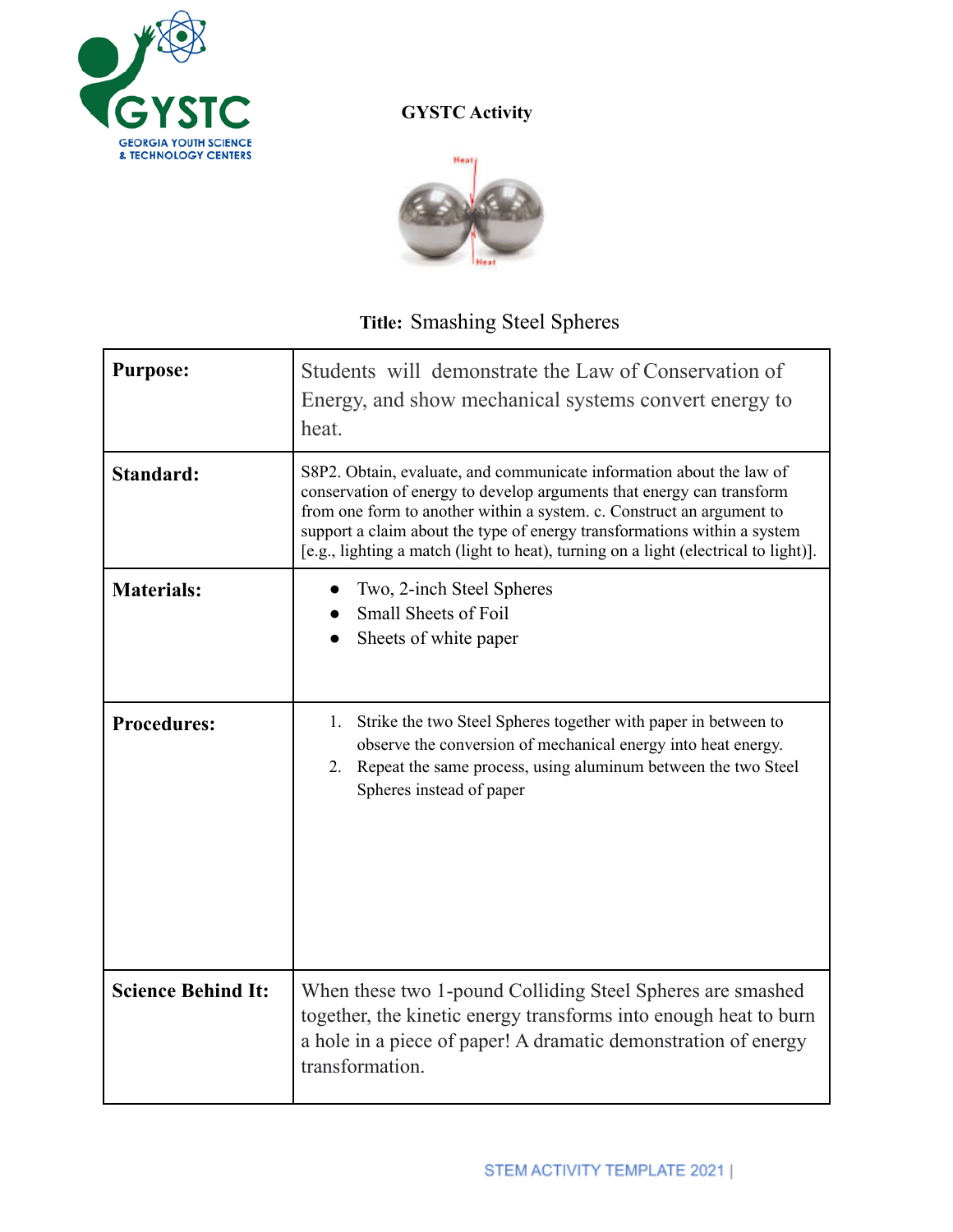**GYSTC Activity**

**Title:** Smashing Steel Spheres

| | |
|---|---|
| **Purpose:** | Students will demonstrate the Law of Conservation of Energy, and show mechanical systems convert energy to heat. |
| **Standard:** | S8P2. Obtain, evaluate, and communicate information about the law of conservation of energy to develop arguments that energy can transform from one form to another within a system. c. Construct an argument to support a claim about the type of energy transformations within a system [e.g., lighting a match (light to heat), turning on a light (electrical to light)]. |
| **Materials:** | • Two, 2-inch Steel Spheres<br>• Small Sheets of Foil<br>• Sheets of white paper |
| **Procedures:** | 1. Strike the two Steel Spheres together with paper in between to observe the conversion of mechanical energy into heat energy.<br>2. Repeat the same process, using aluminum between the two Steel Spheres instead of paper |
| **Science Behind It:** | When these two 1-pound Colliding Steel Spheres are smashed together, the kinetic energy transforms into enough heat to burn a hole in a piece of paper! A dramatic demonstration of energy transformation. |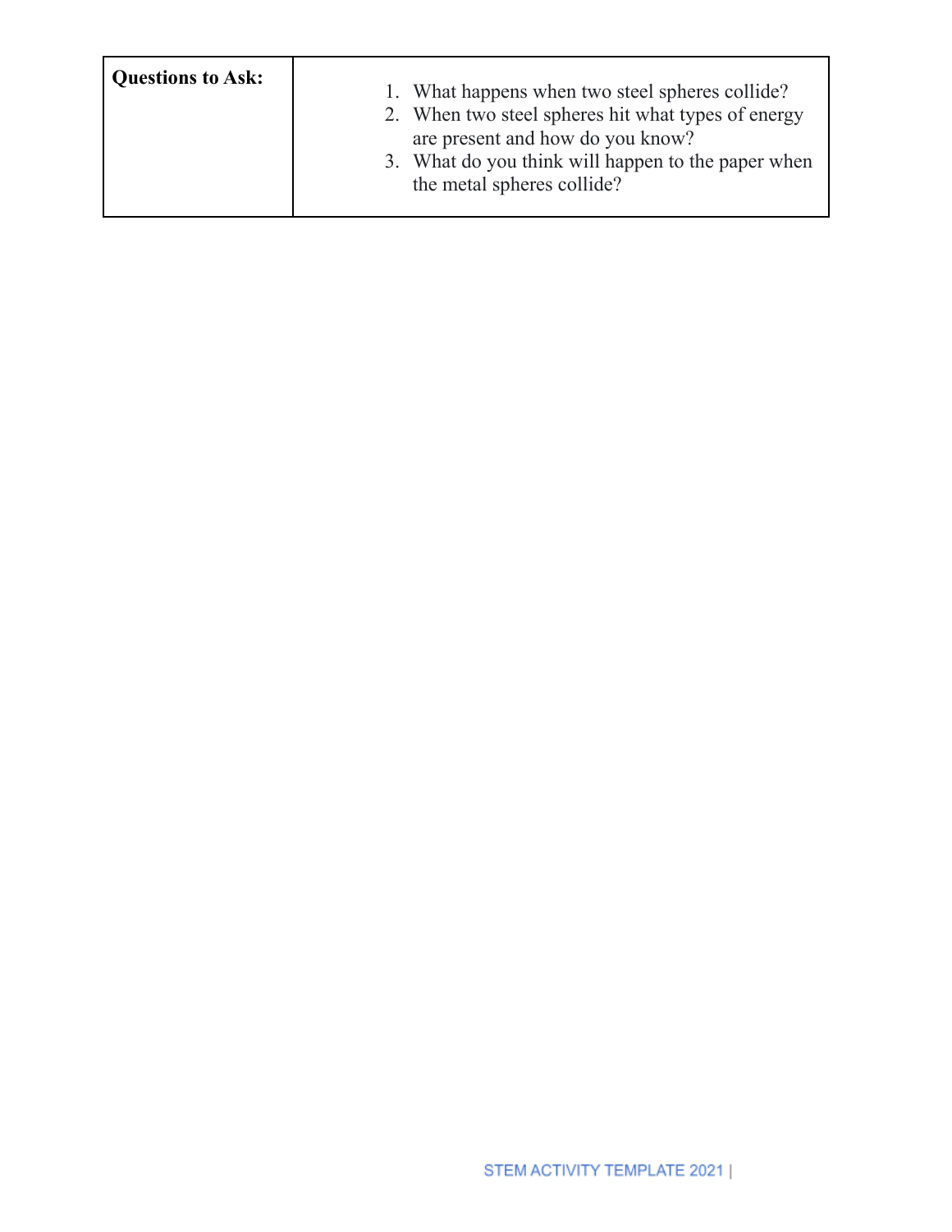| | |
|---|---|
| **Questions to Ask:** | 1. What happens when two steel spheres collide?<br>2. When two steel spheres hit what types of energy are present and how do you know?<br>3. What do you think will happen to the paper when the metal spheres collide? |